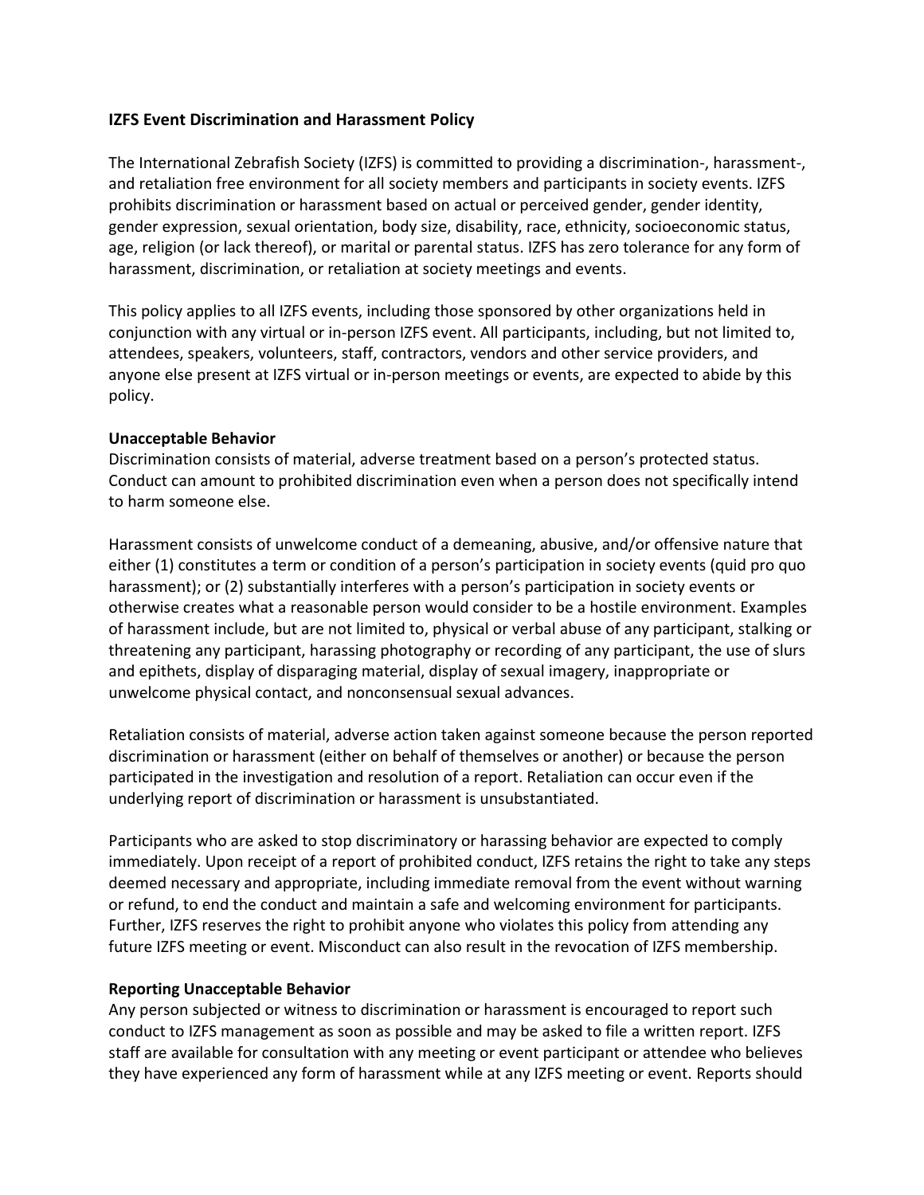**IZFS Event Discrimination and Harassment Policy**

The International Zebrafish Society (IZFS) is committed to providing a discrimination-, harassment-, and retaliation free environment for all society members and participants in society events. IZFS prohibits discrimination or harassment based on actual or perceived gender, gender identity, gender expression, sexual orientation, body size, disability, race, ethnicity, socioeconomic status, age, religion (or lack thereof), or marital or parental status. IZFS has zero tolerance for any form of harassment, discrimination, or retaliation at society meetings and events.

This policy applies to all IZFS events, including those sponsored by other organizations held in conjunction with any virtual or in-person IZFS event. All participants, including, but not limited to, attendees, speakers, volunteers, staff, contractors, vendors and other service providers, and anyone else present at IZFS virtual or in-person meetings or events, are expected to abide by this policy.

**Unacceptable Behavior**

Discrimination consists of material, adverse treatment based on a person's protected status. Conduct can amount to prohibited discrimination even when a person does not specifically intend to harm someone else.

Harassment consists of unwelcome conduct of a demeaning, abusive, and/or offensive nature that either (1) constitutes a term or condition of a person's participation in society events (quid pro quo harassment); or (2) substantially interferes with a person's participation in society events or otherwise creates what a reasonable person would consider to be a hostile environment. Examples of harassment include, but are not limited to, physical or verbal abuse of any participant, stalking or threatening any participant, harassing photography or recording of any participant, the use of slurs and epithets, display of disparaging material, display of sexual imagery, inappropriate or unwelcome physical contact, and nonconsensual sexual advances.

Retaliation consists of material, adverse action taken against someone because the person reported discrimination or harassment (either on behalf of themselves or another) or because the person participated in the investigation and resolution of a report. Retaliation can occur even if the underlying report of discrimination or harassment is unsubstantiated.

Participants who are asked to stop discriminatory or harassing behavior are expected to comply immediately. Upon receipt of a report of prohibited conduct, IZFS retains the right to take any steps deemed necessary and appropriate, including immediate removal from the event without warning or refund, to end the conduct and maintain a safe and welcoming environment for participants. Further, IZFS reserves the right to prohibit anyone who violates this policy from attending any future IZFS meeting or event. Misconduct can also result in the revocation of IZFS membership.

**Reporting Unacceptable Behavior**

Any person subjected or witness to discrimination or harassment is encouraged to report such conduct to IZFS management as soon as possible and may be asked to file a written report. IZFS staff are available for consultation with any meeting or event participant or attendee who believes they have experienced any form of harassment while at any IZFS meeting or event. Reports should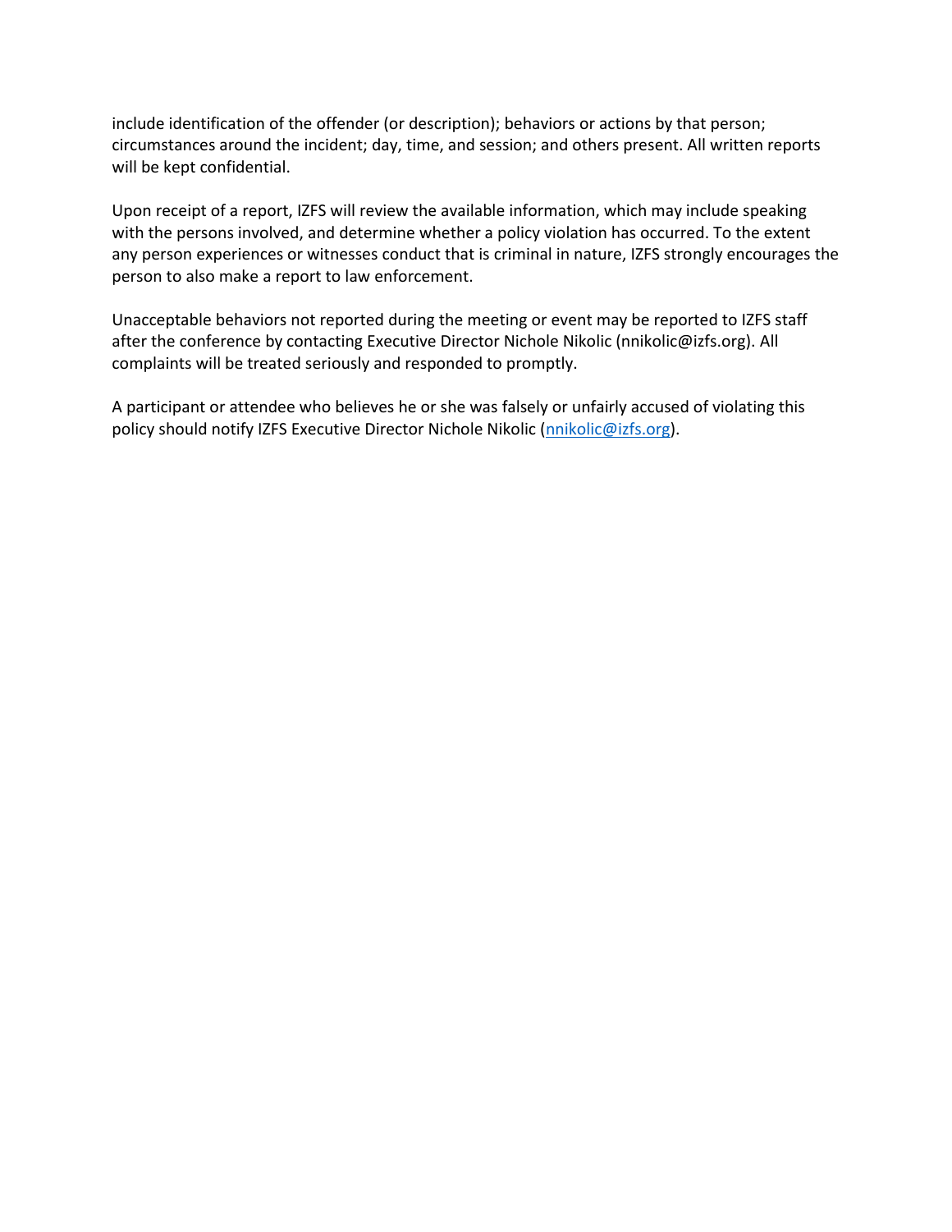include identification of the offender (or description); behaviors or actions by that person; circumstances around the incident; day, time, and session; and others present. All written reports will be kept confidential.

Upon receipt of a report, IZFS will review the available information, which may include speaking with the persons involved, and determine whether a policy violation has occurred. To the extent any person experiences or witnesses conduct that is criminal in nature, IZFS strongly encourages the person to also make a report to law enforcement.

Unacceptable behaviors not reported during the meeting or event may be reported to IZFS staff after the conference by contacting Executive Director Nichole Nikolic (nnikolic@izfs.org). All complaints will be treated seriously and responded to promptly.

A participant or attendee who believes he or she was falsely or unfairly accused of violating this policy should notify IZFS Executive Director Nichole Nikolic (nnikolic@izfs.org).